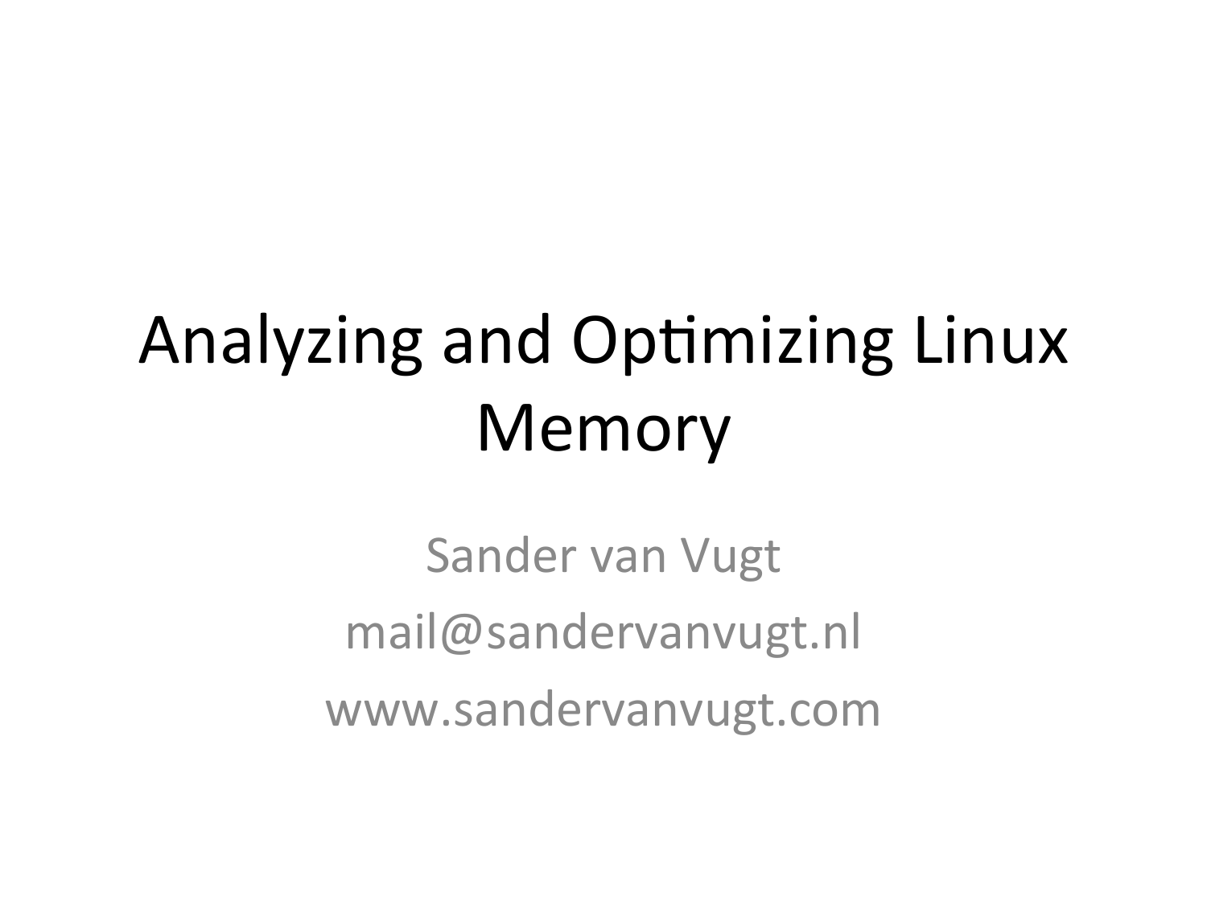# Analyzing and Optimizing Linux Memory

Sander van Vugt

mail@sandervanvugt.nl

www.sandervanvugt.com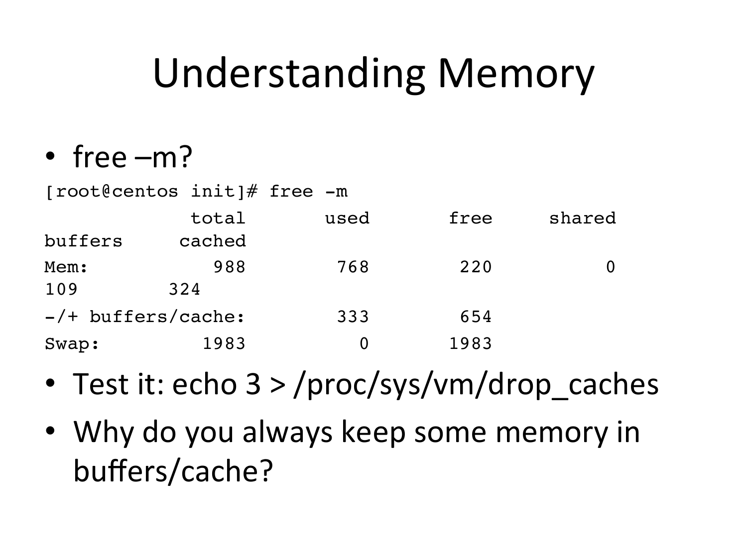# Understanding Memory

- free –m?

```
[root@centos init]# free -m
             total       used       free     shared
buffers     cached
Mem:           988        768        220          0
109         324
-/+ buffers/cache:        333        654
Swap:         1983          0       1983
```

- Test it: echo 3 > /proc/sys/vm/drop_caches
- Why do you always keep some memory in buffers/cache?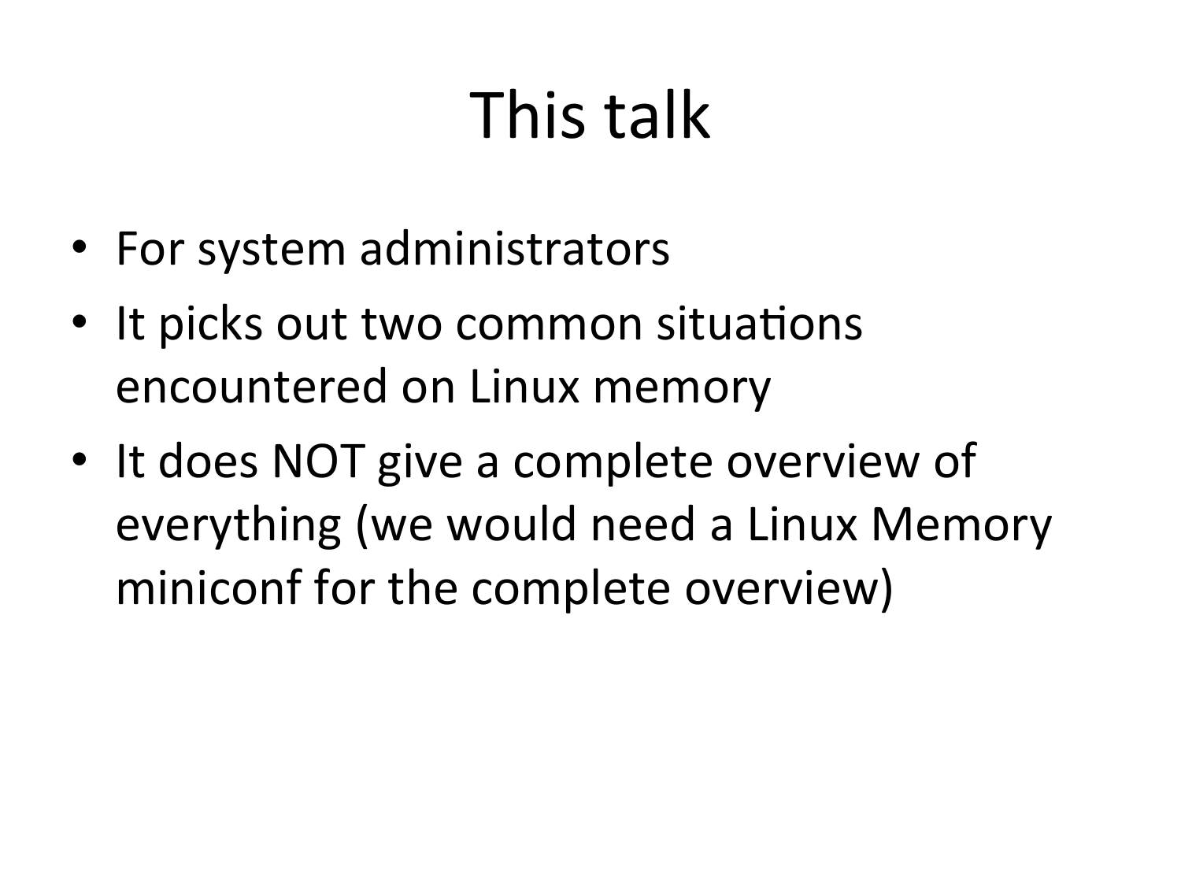# This talk

- For system administrators
- It picks out two common situations encountered on Linux memory
- It does NOT give a complete overview of everything (we would need a Linux Memory miniconf for the complete overview)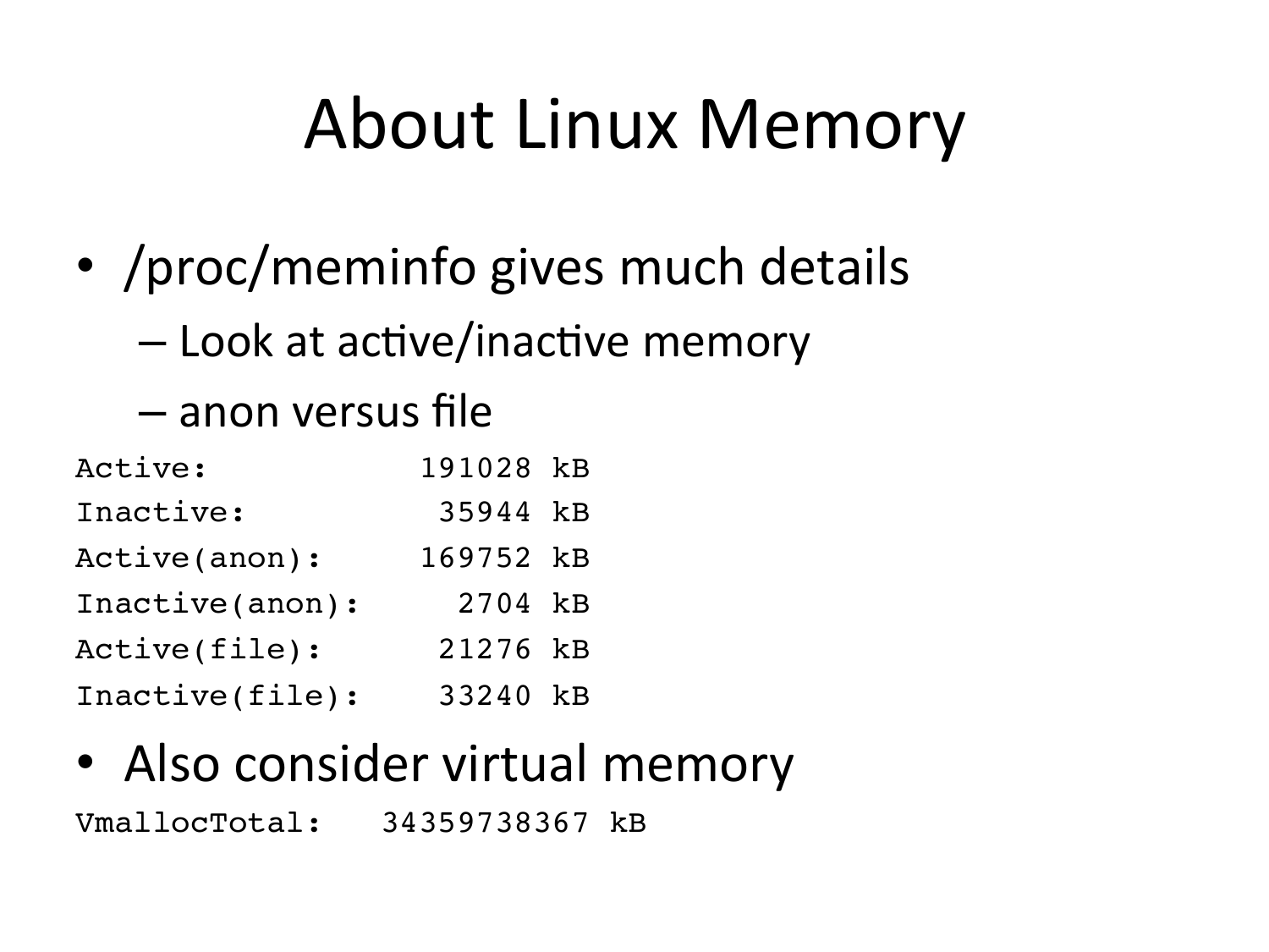# About Linux Memory

- /proc/meminfo gives much details
  - Look at active/inactive memory
  - anon versus file

```
Active:           191028 kB
Inactive:          35944 kB
Active(anon):     169752 kB
Inactive(anon):     2704 kB
Active(file):      21276 kB
Inactive(file):    33240 kB
```

- Also consider virtual memory

```
VmallocTotal:   34359738367 kB
```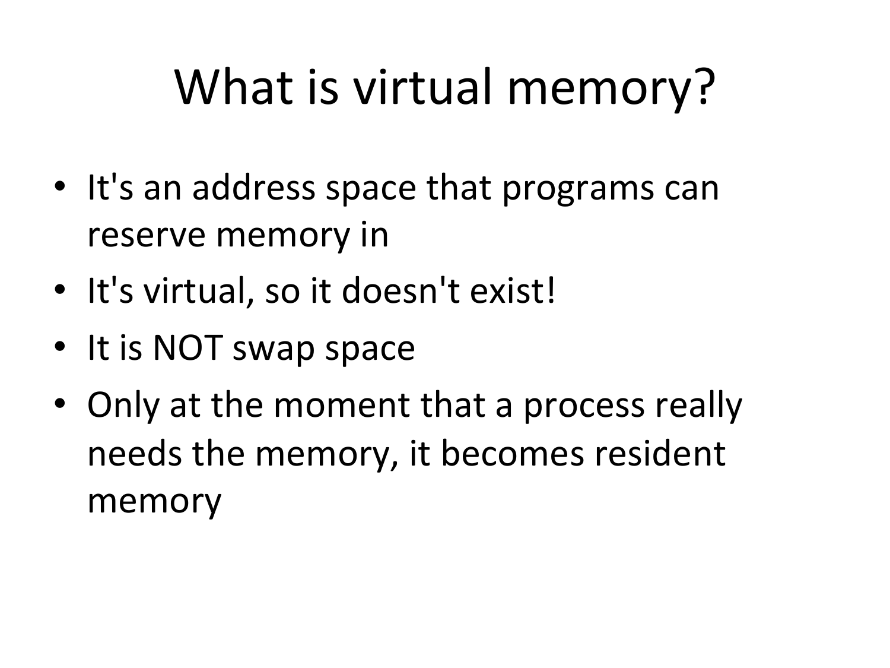# What is virtual memory?

- It's an address space that programs can reserve memory in
- It's virtual, so it doesn't exist!
- It is NOT swap space
- Only at the moment that a process really needs the memory, it becomes resident memory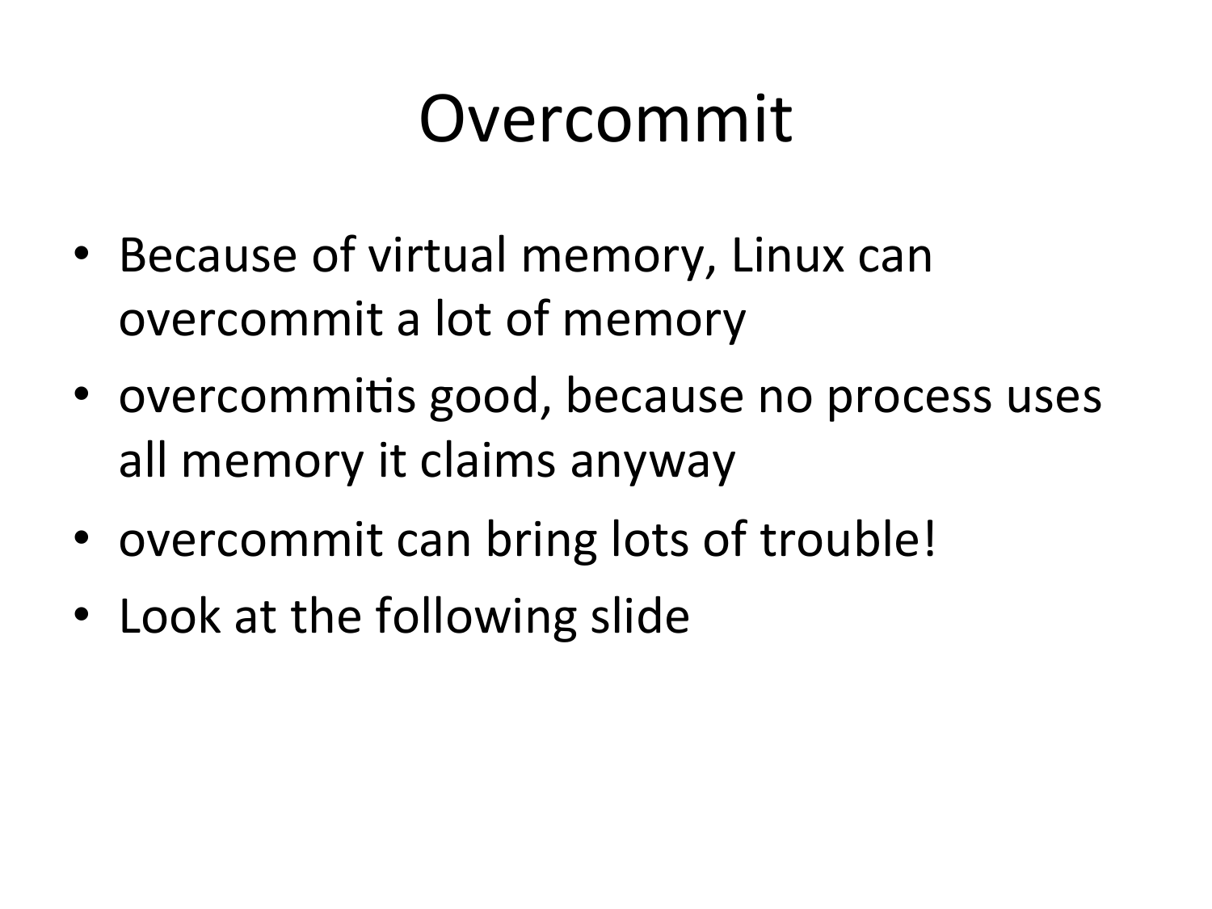# Overcommit

- Because of virtual memory, Linux can overcommit a lot of memory
- overcommitis good, because no process uses all memory it claims anyway
- overcommit can bring lots of trouble!
- Look at the following slide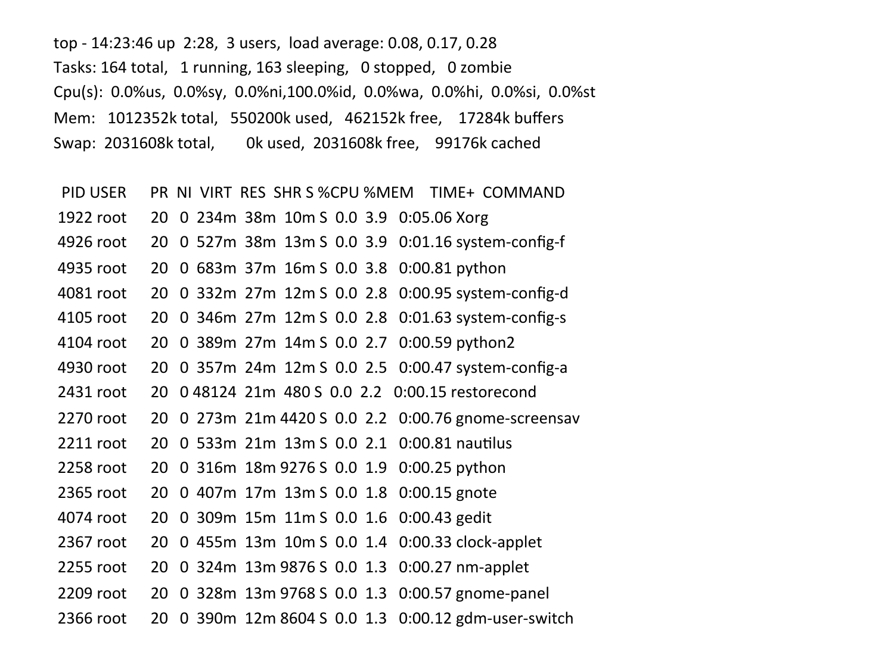```
top - 14:23:46 up  2:28,  3 users,  load average: 0.08, 0.17, 0.28
Tasks: 164 total,   1 running, 163 sleeping,   0 stopped,   0 zombie
Cpu(s):  0.0%us,  0.0%sy,  0.0%ni,100.0%id,  0.0%wa,  0.0%hi,  0.0%si,  0.0%st
Mem:   1012352k total,   550200k used,   462152k free,    17284k buffers
Swap:  2031608k total,        0k used,  2031608k free,    99176k cached

  PID USER      PR  NI  VIRT  RES  SHR S %CPU %MEM    TIME+  COMMAND
 1922 root      20   0  234m  38m  10m S  0.0  3.9   0:05.06 Xorg
 4926 root      20   0  527m  38m  13m S  0.0  3.9   0:01.16 system-config-f
 4935 root      20   0  683m  37m  16m S  0.0  3.8   0:00.81 python
 4081 root      20   0  332m  27m  12m S  0.0  2.8   0:00.95 system-config-d
 4105 root      20   0  346m  27m  12m S  0.0  2.8   0:01.63 system-config-s
 4104 root      20   0  389m  27m  14m S  0.0  2.7   0:00.59 python2
 4930 root      20   0  357m  24m  12m S  0.0  2.5   0:00.47 system-config-a
 2431 root      20   0 48124  21m  480 S  0.0  2.2   0:00.15 restorecond
 2270 root      20   0  273m  21m 4420 S  0.0  2.2   0:00.76 gnome-screensav
 2211 root      20   0  533m  21m  13m S  0.0  2.1   0:00.81 nautilus
 2258 root      20   0  316m  18m 9276 S  0.0  1.9   0:00.25 python
 2365 root      20   0  407m  17m  13m S  0.0  1.8   0:00.15 gnote
 4074 root      20   0  309m  15m  11m S  0.0  1.6   0:00.43 gedit
 2367 root      20   0  455m  13m  10m S  0.0  1.4   0:00.33 clock-applet
 2255 root      20   0  324m  13m 9876 S  0.0  1.3   0:00.27 nm-applet
 2209 root      20   0  328m  13m 9768 S  0.0  1.3   0:00.57 gnome-panel
 2366 root      20   0  390m  12m 8604 S  0.0  1.3   0:00.12 gdm-user-switch
```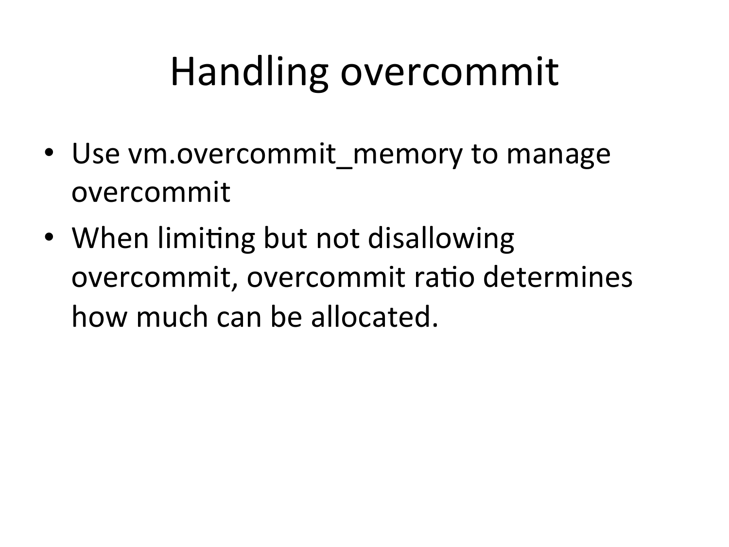# Handling overcommit

- Use vm.overcommit_memory to manage overcommit
- When limiting but not disallowing overcommit, overcommit ratio determines how much can be allocated.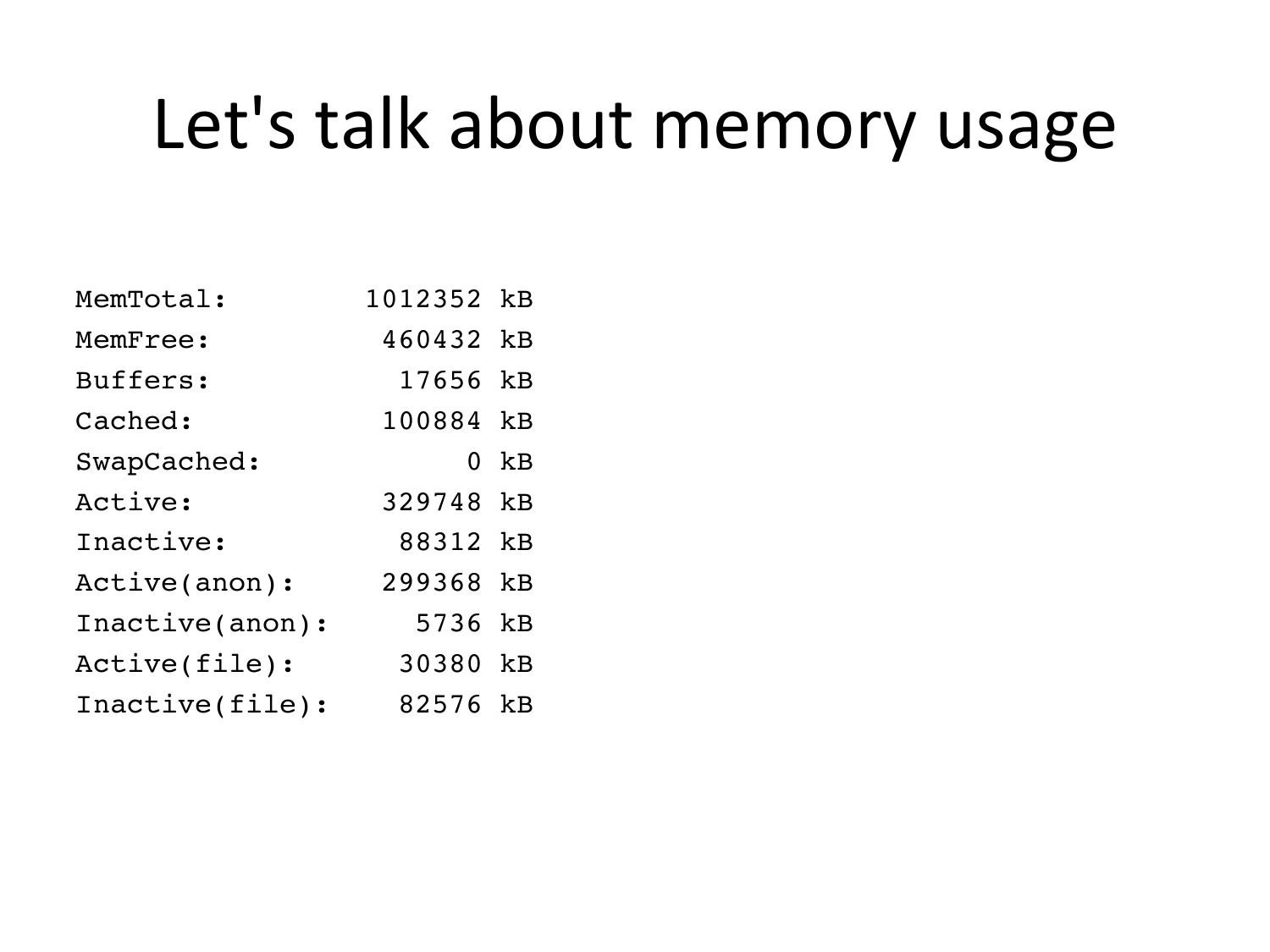# Let's talk about memory usage

```
MemTotal:        1012352 kB
MemFree:          460432 kB
Buffers:           17656 kB
Cached:           100884 kB
SwapCached:            0 kB
Active:           329748 kB
Inactive:          88312 kB
Active(anon):     299368 kB
Inactive(anon):     5736 kB
Active(file):      30380 kB
Inactive(file):    82576 kB
```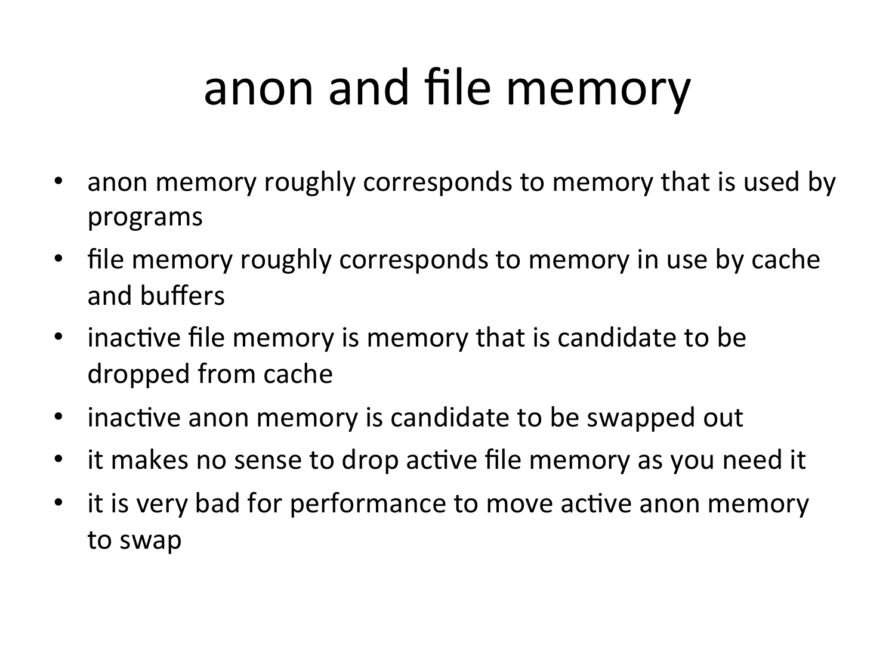# anon and file memory

- anon memory roughly corresponds to memory that is used by programs
- file memory roughly corresponds to memory in use by cache and buffers
- inactive file memory is memory that is candidate to be dropped from cache
- inactive anon memory is candidate to be swapped out
- it makes no sense to drop active file memory as you need it
- it is very bad for performance to move active anon memory to swap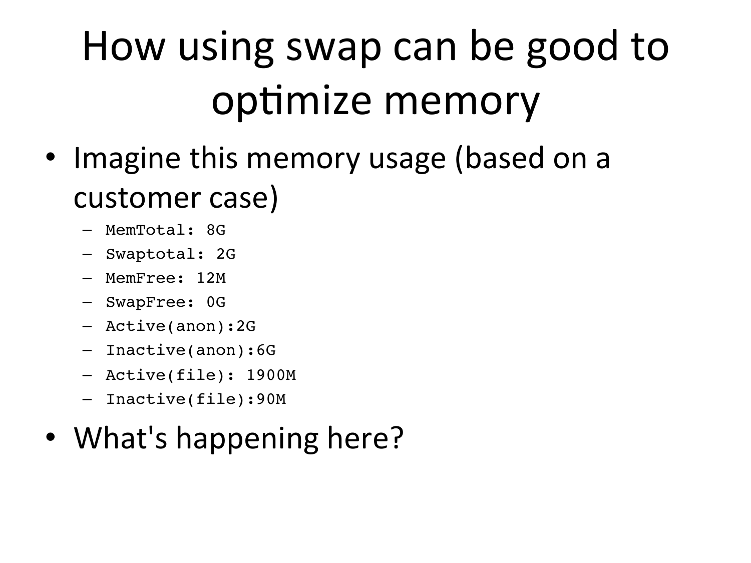# How using swap can be good to optimize memory

- Imagine this memory usage (based on a customer case)
  - `MemTotal: 8G`
  - `Swaptotal: 2G`
  - `MemFree: 12M`
  - `SwapFree: 0G`
  - `Active(anon):2G`
  - `Inactive(anon):6G`
  - `Active(file): 1900M`
  - `Inactive(file):90M`
- What's happening here?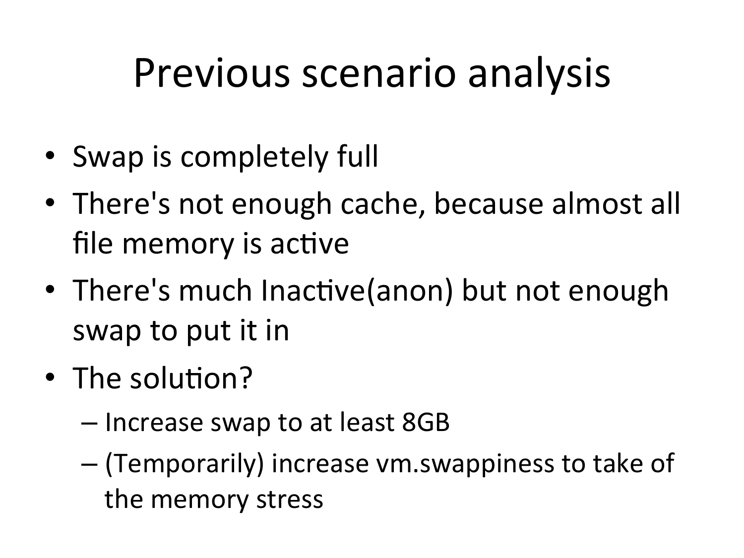# Previous scenario analysis

- Swap is completely full
- There's not enough cache, because almost all file memory is active
- There's much Inactive(anon) but not enough swap to put it in
- The solution?
  - Increase swap to at least 8GB
  - (Temporarily) increase vm.swappiness to take of the memory stress